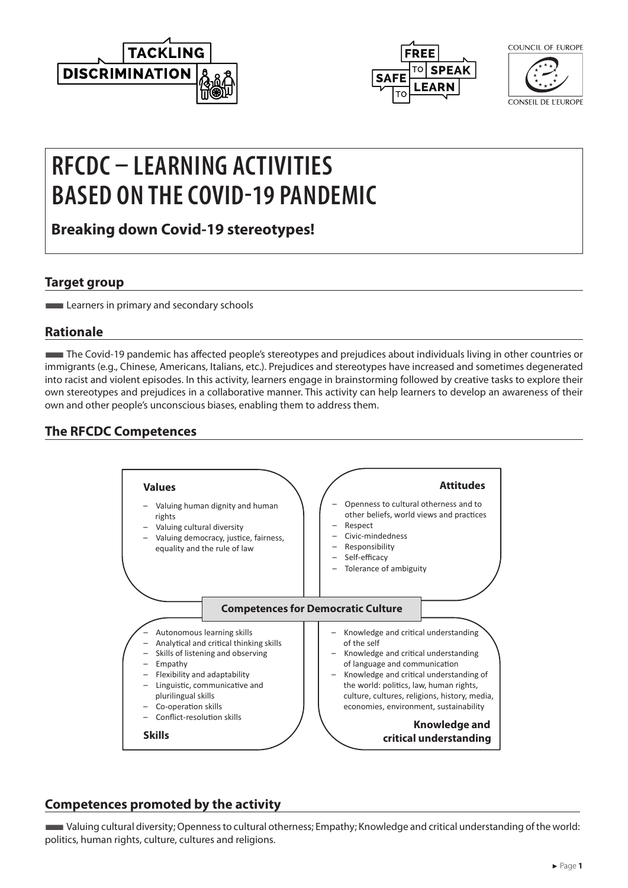TACKLING DISCRIMINATION

FREE TO SPEAK SAFE TO LEARN

COUNCIL OF EUROPE
CONSEIL DE L'EUROPE

# RFCDC – LEARNING ACTIVITIES BASED ON THE COVID-19 PANDEMIC

**Breaking down Covid-19 stereotypes!**

## Target group

Learners in primary and secondary schools

## Rationale

The Covid-19 pandemic has affected people's stereotypes and prejudices about individuals living in other countries or immigrants (e.g., Chinese, Americans, Italians, etc.). Prejudices and stereotypes have increased and sometimes degenerated into racist and violent episodes. In this activity, learners engage in brainstorming followed by creative tasks to explore their own stereotypes and prejudices in a collaborative manner. This activity can help learners to develop an awareness of their own and other people's unconscious biases, enabling them to address them.

## The RFCDC Competences

**Competences for Democratic Culture**

**Values**

- Valuing human dignity and human rights
- Valuing cultural diversity
- Valuing democracy, justice, fairness, equality and the rule of law

**Attitudes**

- Openness to cultural otherness and to other beliefs, world views and practices
- Respect
- Civic-mindedness
- Responsibility
- Self-efficacy
- Tolerance of ambiguity

**Skills**

- Autonomous learning skills
- Analytical and critical thinking skills
- Skills of listening and observing
- Empathy
- Flexibility and adaptability
- Linguistic, communicative and plurilingual skills
- Co-operation skills
- Conflict-resolution skills

**Knowledge and critical understanding**

- Knowledge and critical understanding of the self
- Knowledge and critical understanding of language and communication
- Knowledge and critical understanding of the world: politics, law, human rights, culture, cultures, religions, history, media, economies, environment, sustainability

## Competences promoted by the activity

Valuing cultural diversity; Openness to cultural otherness; Empathy; Knowledge and critical understanding of the world: politics, human rights, culture, cultures and religions.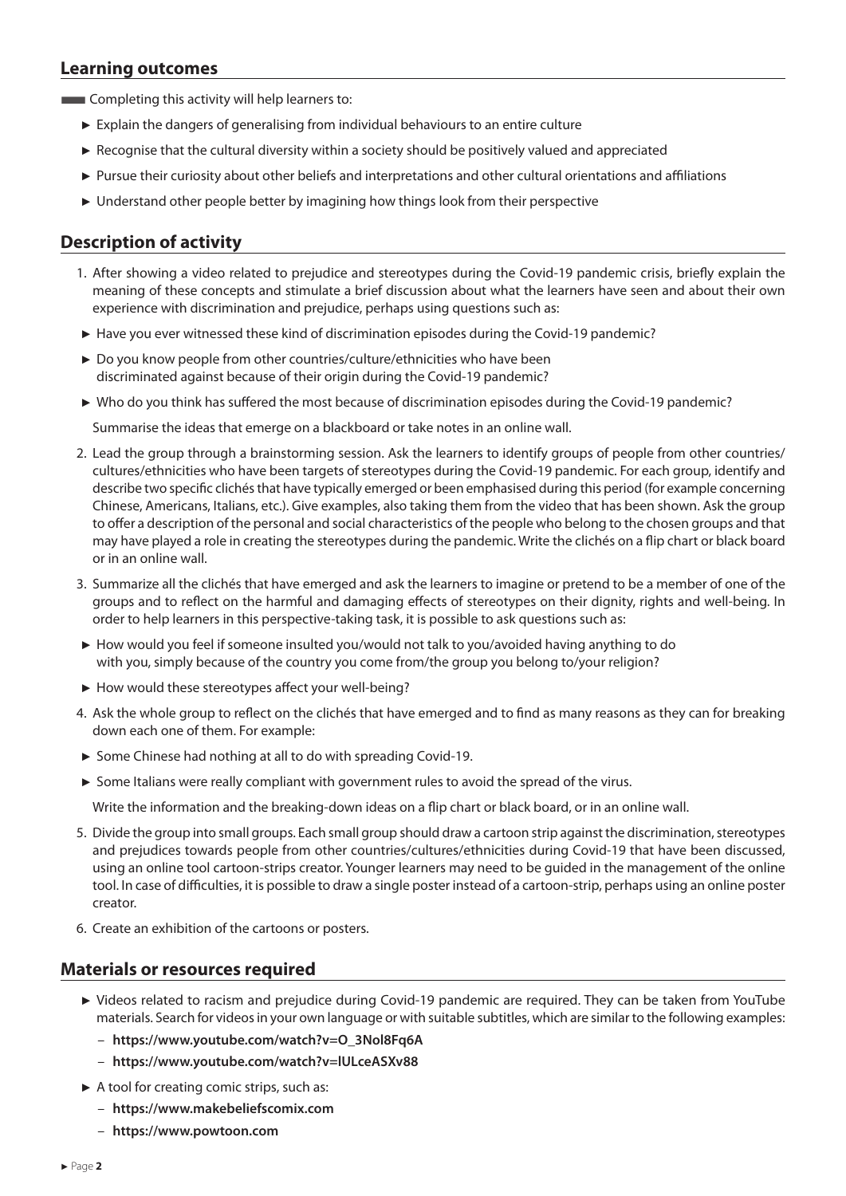## Learning outcomes

Completing this activity will help learners to:

- Explain the dangers of generalising from individual behaviours to an entire culture
- Recognise that the cultural diversity within a society should be positively valued and appreciated
- Pursue their curiosity about other beliefs and interpretations and other cultural orientations and affiliations
- Understand other people better by imagining how things look from their perspective

## Description of activity

1. After showing a video related to prejudice and stereotypes during the Covid-19 pandemic crisis, briefly explain the meaning of these concepts and stimulate a brief discussion about what the learners have seen and about their own experience with discrimination and prejudice, perhaps using questions such as:

   - Have you ever witnessed these kind of discrimination episodes during the Covid-19 pandemic?
   - Do you know people from other countries/culture/ethnicities who have been discriminated against because of their origin during the Covid-19 pandemic?
   - Who do you think has suffered the most because of discrimination episodes during the Covid-19 pandemic?

   Summarise the ideas that emerge on a blackboard or take notes in an online wall.

2. Lead the group through a brainstorming session. Ask the learners to identify groups of people from other countries/ cultures/ethnicities who have been targets of stereotypes during the Covid-19 pandemic. For each group, identify and describe two specific clichés that have typically emerged or been emphasised during this period (for example concerning Chinese, Americans, Italians, etc.). Give examples, also taking them from the video that has been shown. Ask the group to offer a description of the personal and social characteristics of the people who belong to the chosen groups and that may have played a role in creating the stereotypes during the pandemic. Write the clichés on a flip chart or black board or in an online wall.

3. Summarize all the clichés that have emerged and ask the learners to imagine or pretend to be a member of one of the groups and to reflect on the harmful and damaging effects of stereotypes on their dignity, rights and well-being. In order to help learners in this perspective-taking task, it is possible to ask questions such as:

   - How would you feel if someone insulted you/would not talk to you/avoided having anything to do with you, simply because of the country you come from/the group you belong to/your religion?
   - How would these stereotypes affect your well-being?

4. Ask the whole group to reflect on the clichés that have emerged and to find as many reasons as they can for breaking down each one of them. For example:

   - Some Chinese had nothing at all to do with spreading Covid-19.
   - Some Italians were really compliant with government rules to avoid the spread of the virus.

   Write the information and the breaking-down ideas on a flip chart or black board, or in an online wall.

5. Divide the group into small groups. Each small group should draw a cartoon strip against the discrimination, stereotypes and prejudices towards people from other countries/cultures/ethnicities during Covid-19 that have been discussed, using an online tool cartoon-strips creator. Younger learners may need to be guided in the management of the online tool. In case of difficulties, it is possible to draw a single poster instead of a cartoon-strip, perhaps using an online poster creator.

6. Create an exhibition of the cartoons or posters.

## Materials or resources required

- Videos related to racism and prejudice during Covid-19 pandemic are required. They can be taken from YouTube materials. Search for videos in your own language or with suitable subtitles, which are similar to the following examples:
  - **https://www.youtube.com/watch?v=O_3Nol8Fq6A**
  - **https://www.youtube.com/watch?v=lULceASXv88**
- A tool for creating comic strips, such as:
  - **https://www.makebeliefscomix.com**
  - **https://www.powtoon.com**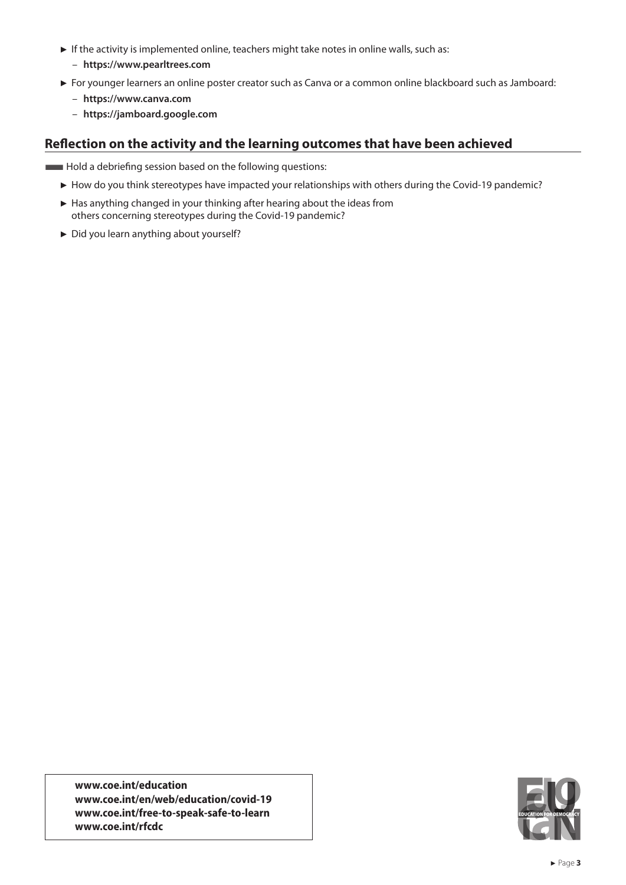- If the activity is implemented online, teachers might take notes in online walls, such as:
  - **https://www.pearltrees.com**
- For younger learners an online poster creator such as Canva or a common online blackboard such as Jamboard:
  - **https://www.canva.com**
  - **https://jamboard.google.com**

## Reflection on the activity and the learning outcomes that have been achieved

Hold a debriefing session based on the following questions:

- How do you think stereotypes have impacted your relationships with others during the Covid-19 pandemic?
- Has anything changed in your thinking after hearing about the ideas from others concerning stereotypes during the Covid-19 pandemic?
- Did you learn anything about yourself?

**www.coe.int/education**
**www.coe.int/en/web/education/covid-19**
**www.coe.int/free-to-speak-safe-to-learn**
**www.coe.int/rfcdc**

EDUCATION FOR DEMOCRACY